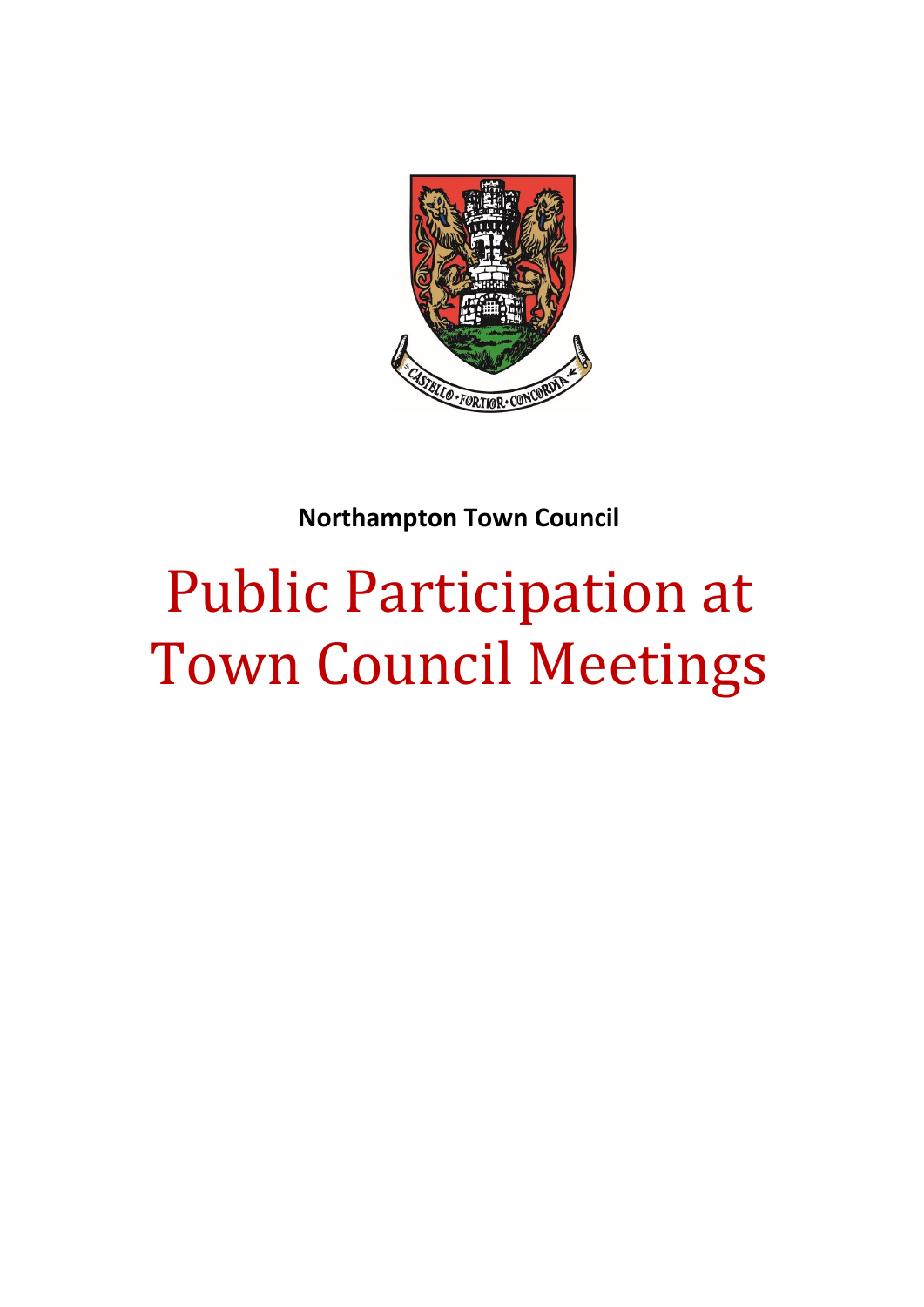**Northampton Town Council**

# Public Participation at Town Council Meetings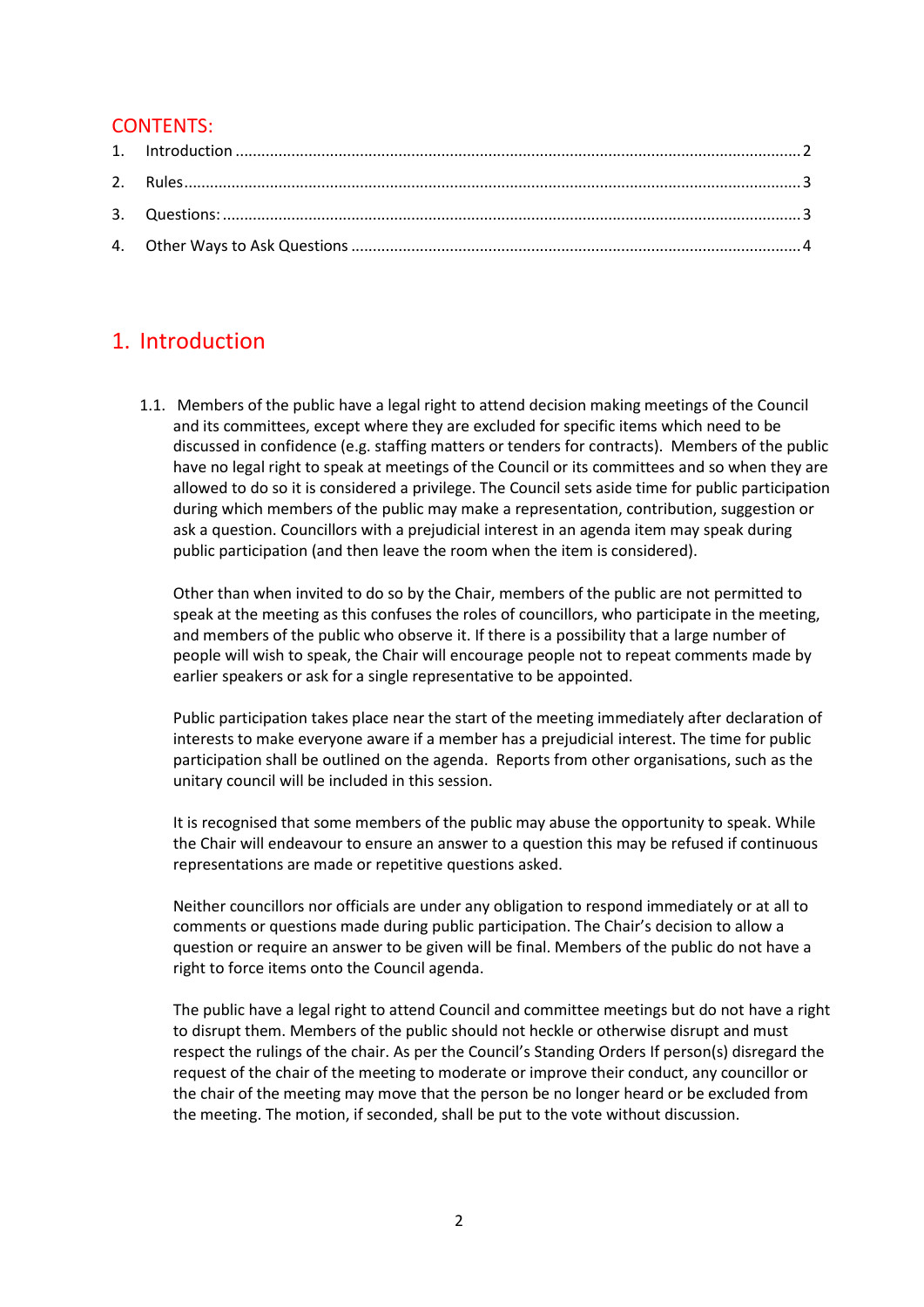## CONTENTS:

1. Introduction ........................................................ 2
2. Rules ................................................................... 3
3. Questions: ............................................................ 3
4. Other Ways to Ask Questions ................................... 4

# 1. Introduction

1.1. Members of the public have a legal right to attend decision making meetings of the Council and its committees, except where they are excluded for specific items which need to be discussed in confidence (e.g. staffing matters or tenders for contracts). Members of the public have no legal right to speak at meetings of the Council or its committees and so when they are allowed to do so it is considered a privilege. The Council sets aside time for public participation during which members of the public may make a representation, contribution, suggestion or ask a question. Councillors with a prejudicial interest in an agenda item may speak during public participation (and then leave the room when the item is considered).

Other than when invited to do so by the Chair, members of the public are not permitted to speak at the meeting as this confuses the roles of councillors, who participate in the meeting, and members of the public who observe it. If there is a possibility that a large number of people will wish to speak, the Chair will encourage people not to repeat comments made by earlier speakers or ask for a single representative to be appointed.

Public participation takes place near the start of the meeting immediately after declaration of interests to make everyone aware if a member has a prejudicial interest. The time for public participation shall be outlined on the agenda. Reports from other organisations, such as the unitary council will be included in this session.

It is recognised that some members of the public may abuse the opportunity to speak. While the Chair will endeavour to ensure an answer to a question this may be refused if continuous representations are made or repetitive questions asked.

Neither councillors nor officials are under any obligation to respond immediately or at all to comments or questions made during public participation. The Chair's decision to allow a question or require an answer to be given will be final. Members of the public do not have a right to force items onto the Council agenda.

The public have a legal right to attend Council and committee meetings but do not have a right to disrupt them. Members of the public should not heckle or otherwise disrupt and must respect the rulings of the chair. As per the Council's Standing Orders If person(s) disregard the request of the chair of the meeting to moderate or improve their conduct, any councillor or the chair of the meeting may move that the person be no longer heard or be excluded from the meeting. The motion, if seconded, shall be put to the vote without discussion.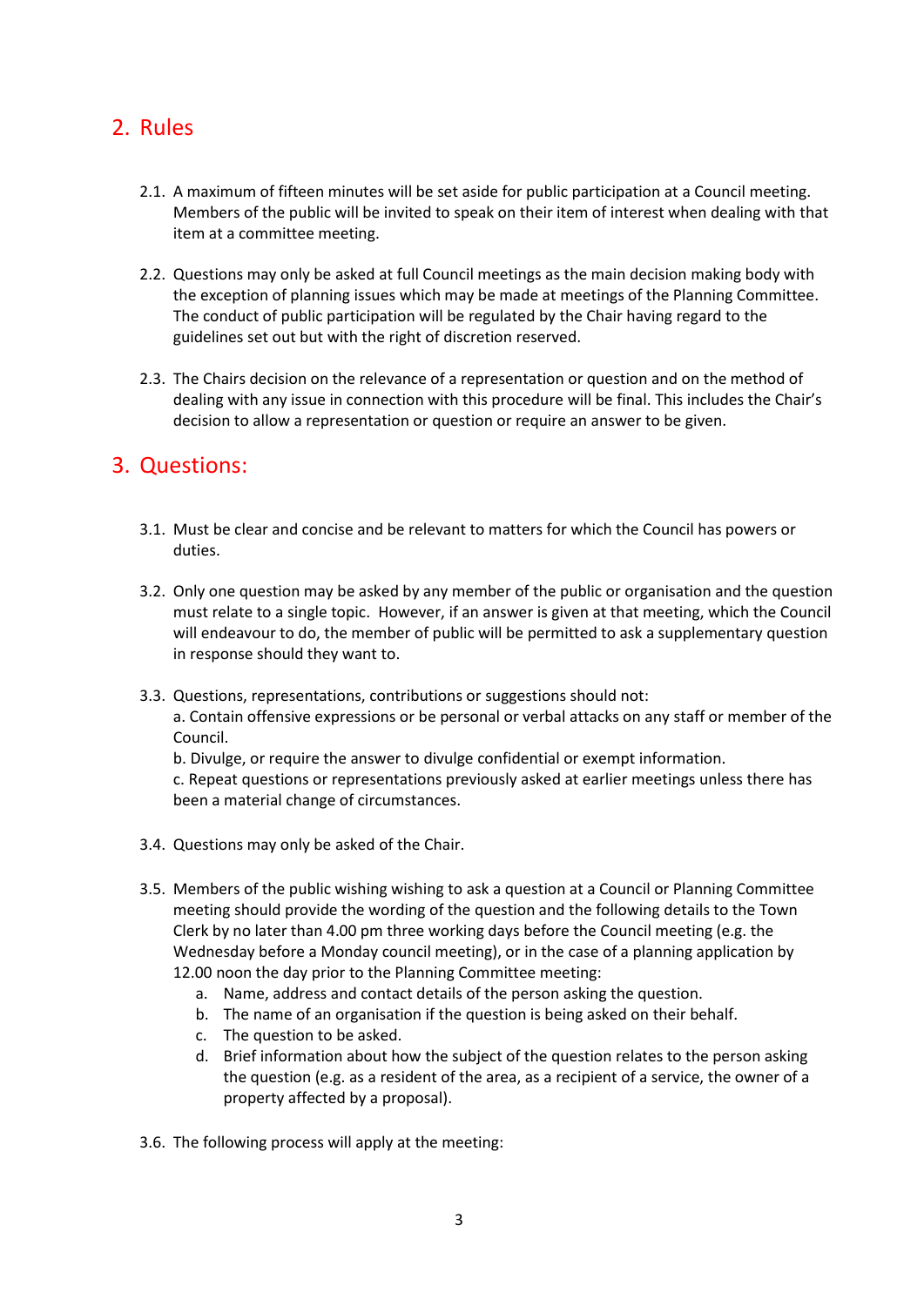## 2. Rules

2.1. A maximum of fifteen minutes will be set aside for public participation at a Council meeting. Members of the public will be invited to speak on their item of interest when dealing with that item at a committee meeting.

2.2. Questions may only be asked at full Council meetings as the main decision making body with the exception of planning issues which may be made at meetings of the Planning Committee. The conduct of public participation will be regulated by the Chair having regard to the guidelines set out but with the right of discretion reserved.

2.3. The Chairs decision on the relevance of a representation or question and on the method of dealing with any issue in connection with this procedure will be final. This includes the Chair's decision to allow a representation or question or require an answer to be given.

## 3. Questions:

3.1. Must be clear and concise and be relevant to matters for which the Council has powers or duties.

3.2. Only one question may be asked by any member of the public or organisation and the question must relate to a single topic. However, if an answer is given at that meeting, which the Council will endeavour to do, the member of public will be permitted to ask a supplementary question in response should they want to.

3.3. Questions, representations, contributions or suggestions should not:
a. Contain offensive expressions or be personal or verbal attacks on any staff or member of the Council.
b. Divulge, or require the answer to divulge confidential or exempt information.
c. Repeat questions or representations previously asked at earlier meetings unless there has been a material change of circumstances.

3.4. Questions may only be asked of the Chair.

3.5. Members of the public wishing wishing to ask a question at a Council or Planning Committee meeting should provide the wording of the question and the following details to the Town Clerk by no later than 4.00 pm three working days before the Council meeting (e.g. the Wednesday before a Monday council meeting), or in the case of a planning application by 12.00 noon the day prior to the Planning Committee meeting:

   a. Name, address and contact details of the person asking the question.
   b. The name of an organisation if the question is being asked on their behalf.
   c. The question to be asked.
   d. Brief information about how the subject of the question relates to the person asking the question (e.g. as a resident of the area, as a recipient of a service, the owner of a property affected by a proposal).

3.6. The following process will apply at the meeting: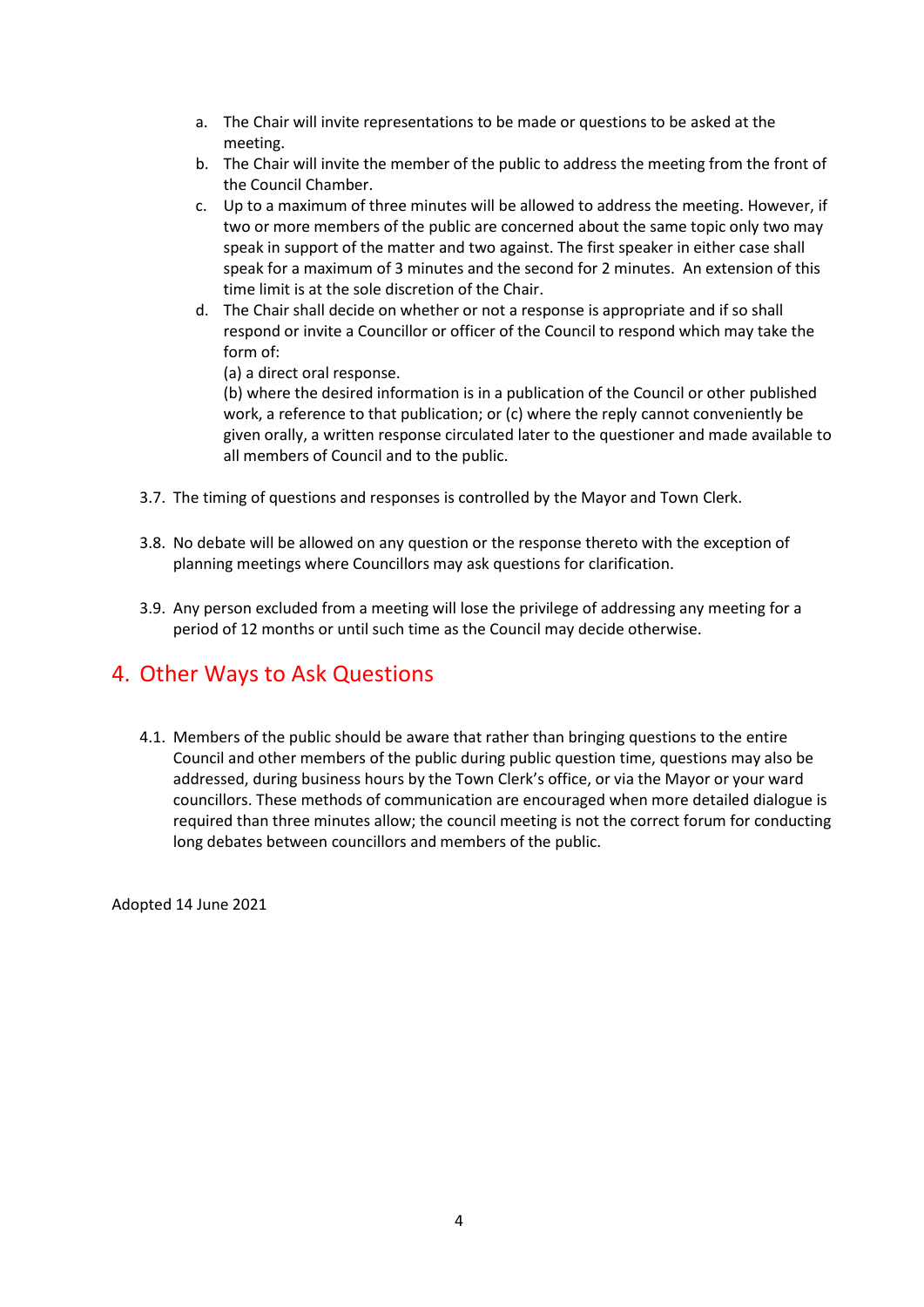a. The Chair will invite representations to be made or questions to be asked at the meeting.
b. The Chair will invite the member of the public to address the meeting from the front of the Council Chamber.
c. Up to a maximum of three minutes will be allowed to address the meeting. However, if two or more members of the public are concerned about the same topic only two may speak in support of the matter and two against. The first speaker in either case shall speak for a maximum of 3 minutes and the second for 2 minutes. An extension of this time limit is at the sole discretion of the Chair.
d. The Chair shall decide on whether or not a response is appropriate and if so shall respond or invite a Councillor or officer of the Council to respond which may take the form of:
   (a) a direct oral response.
   (b) where the desired information is in a publication of the Council or other published work, a reference to that publication; or (c) where the reply cannot conveniently be given orally, a written response circulated later to the questioner and made available to all members of Council and to the public.

3.7. The timing of questions and responses is controlled by the Mayor and Town Clerk.

3.8. No debate will be allowed on any question or the response thereto with the exception of planning meetings where Councillors may ask questions for clarification.

3.9. Any person excluded from a meeting will lose the privilege of addressing any meeting for a period of 12 months or until such time as the Council may decide otherwise.

## 4. Other Ways to Ask Questions

4.1. Members of the public should be aware that rather than bringing questions to the entire Council and other members of the public during public question time, questions may also be addressed, during business hours by the Town Clerk's office, or via the Mayor or your ward councillors. These methods of communication are encouraged when more detailed dialogue is required than three minutes allow; the council meeting is not the correct forum for conducting long debates between councillors and members of the public.

Adopted 14 June 2021